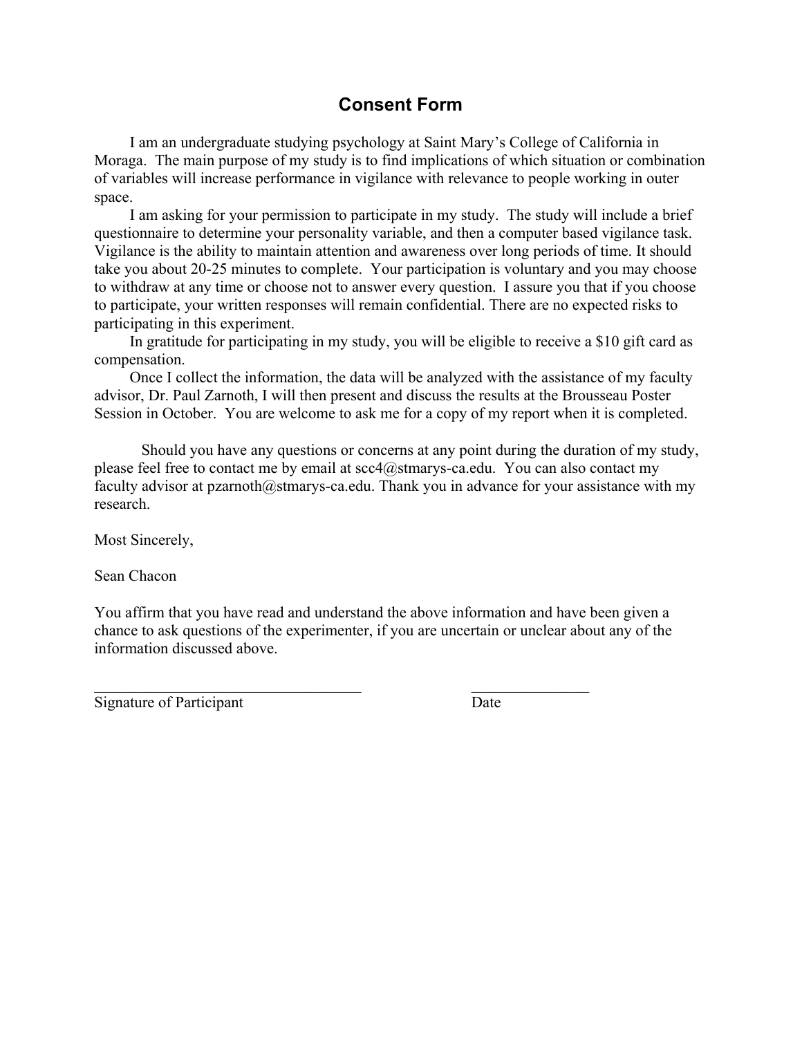# Consent Form

I am an undergraduate studying psychology at Saint Mary's College of California in Moraga. The main purpose of my study is to find implications of which situation or combination of variables will increase performance in vigilance with relevance to people working in outer space.

I am asking for your permission to participate in my study. The study will include a brief questionnaire to determine your personality variable, and then a computer based vigilance task. Vigilance is the ability to maintain attention and awareness over long periods of time. It should take you about 20-25 minutes to complete. Your participation is voluntary and you may choose to withdraw at any time or choose not to answer every question. I assure you that if you choose to participate, your written responses will remain confidential. There are no expected risks to participating in this experiment.

In gratitude for participating in my study, you will be eligible to receive a $10 gift card as compensation.

Once I collect the information, the data will be analyzed with the assistance of my faculty advisor, Dr. Paul Zarnoth, I will then present and discuss the results at the Brousseau Poster Session in October. You are welcome to ask me for a copy of my report when it is completed.

Should you have any questions or concerns at any point during the duration of my study, please feel free to contact me by email at scc4@stmarys-ca.edu. You can also contact my faculty advisor at pzarnoth@stmarys-ca.edu. Thank you in advance for your assistance with my research.

Most Sincerely,

Sean Chacon

You affirm that you have read and understand the above information and have been given a chance to ask questions of the experimenter, if you are uncertain or unclear about any of the information discussed above.

\_\_\_\_\_\_\_\_\_\_\_\_\_\_\_\_\_\_\_\_\_\_\_\_\_\_\_\_\_\_\_\_\_\_\_ \_\_\_\_\_\_\_\_\_\_\_\_\_\_\_\_

Signature of Participant Date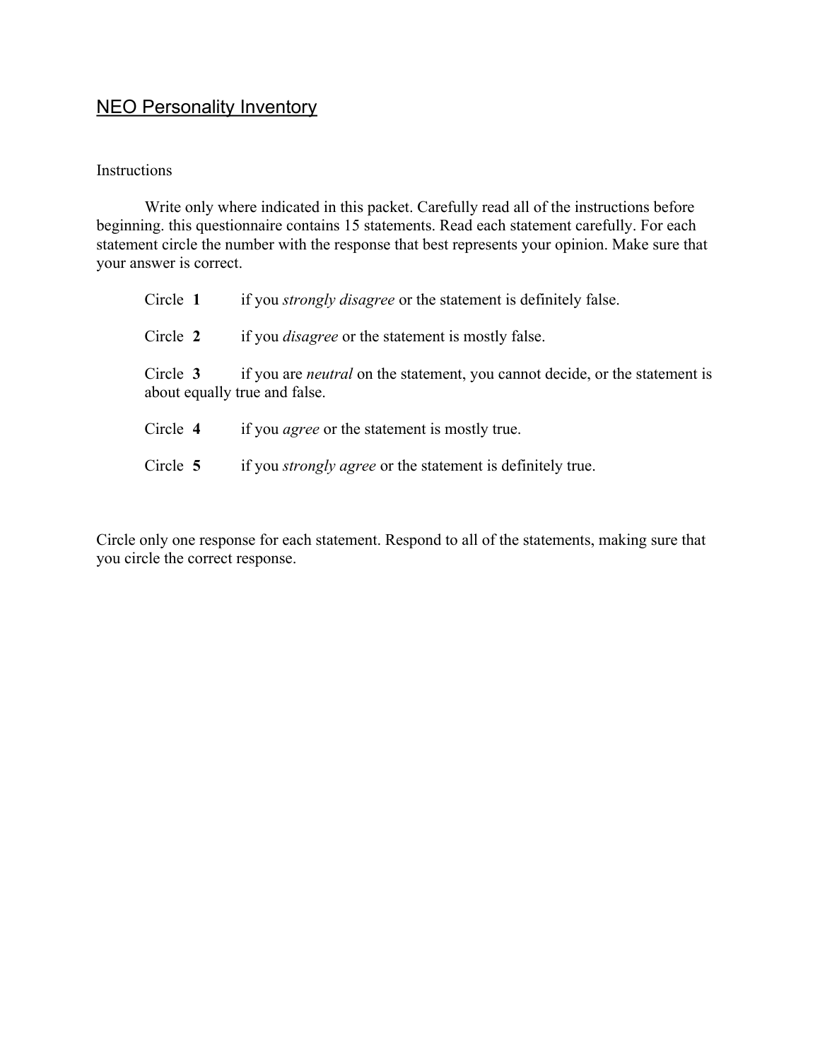## NEO Personality Inventory

Instructions

Write only where indicated in this packet. Carefully read all of the instructions before beginning. this questionnaire contains 15 statements. Read each statement carefully. For each statement circle the number with the response that best represents your opinion. Make sure that your answer is correct.

Circle **1** if you *strongly disagree* or the statement is definitely false.

Circle **2** if you *disagree* or the statement is mostly false.

Circle **3** if you are *neutral* on the statement, you cannot decide, or the statement is about equally true and false.

Circle **4** if you *agree* or the statement is mostly true.

Circle **5** if you *strongly agree* or the statement is definitely true.

Circle only one response for each statement. Respond to all of the statements, making sure that you circle the correct response.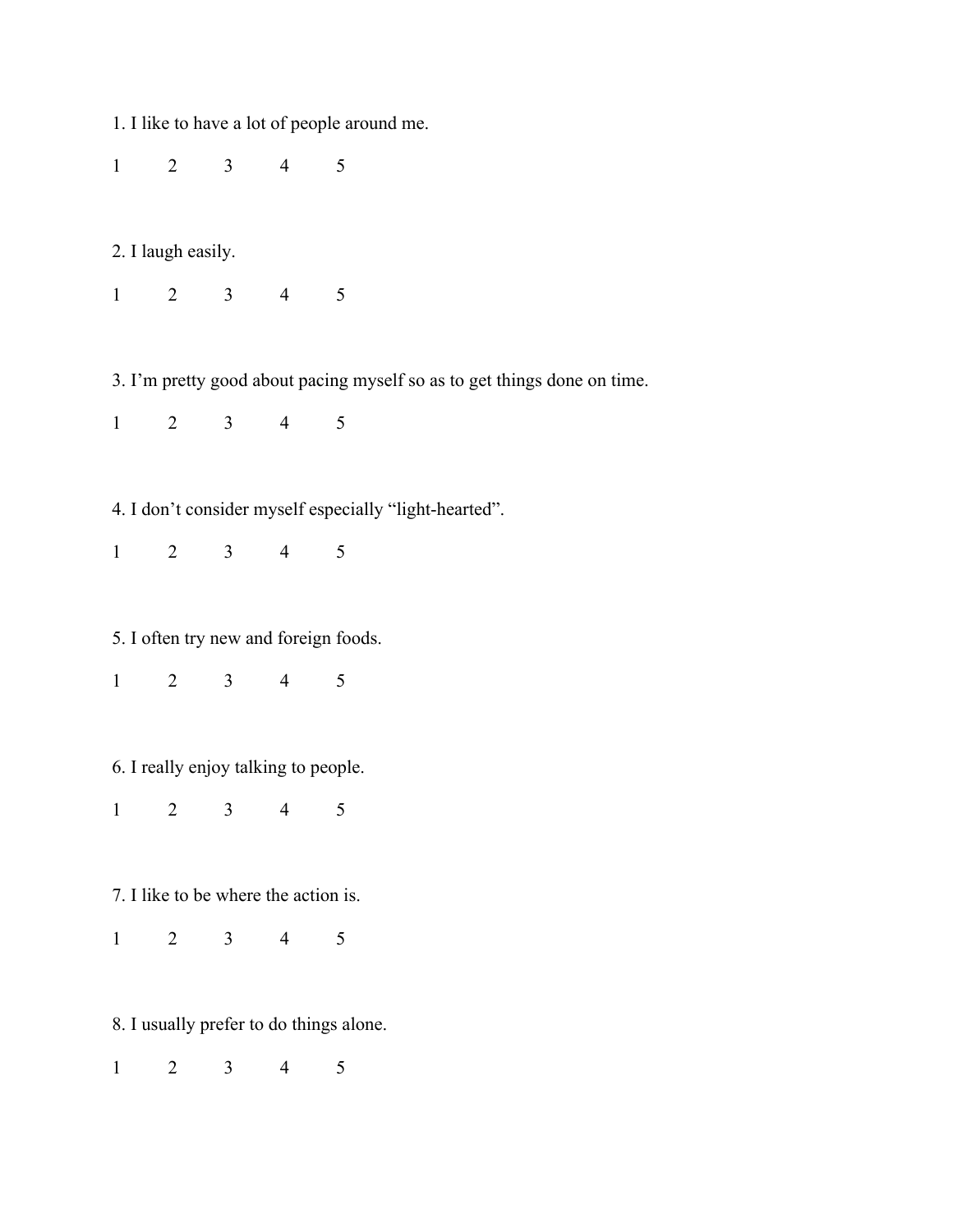1. I like to have a lot of people around me.

1 2 3 4 5

2. I laugh easily.

1 2 3 4 5

3. I'm pretty good about pacing myself so as to get things done on time.

1 2 3 4 5

4. I don't consider myself especially "light-hearted".

1 2 3 4 5

5. I often try new and foreign foods.

1 2 3 4 5

6. I really enjoy talking to people.

1 2 3 4 5

7. I like to be where the action is.

1 2 3 4 5

8. I usually prefer to do things alone.

1 2 3 4 5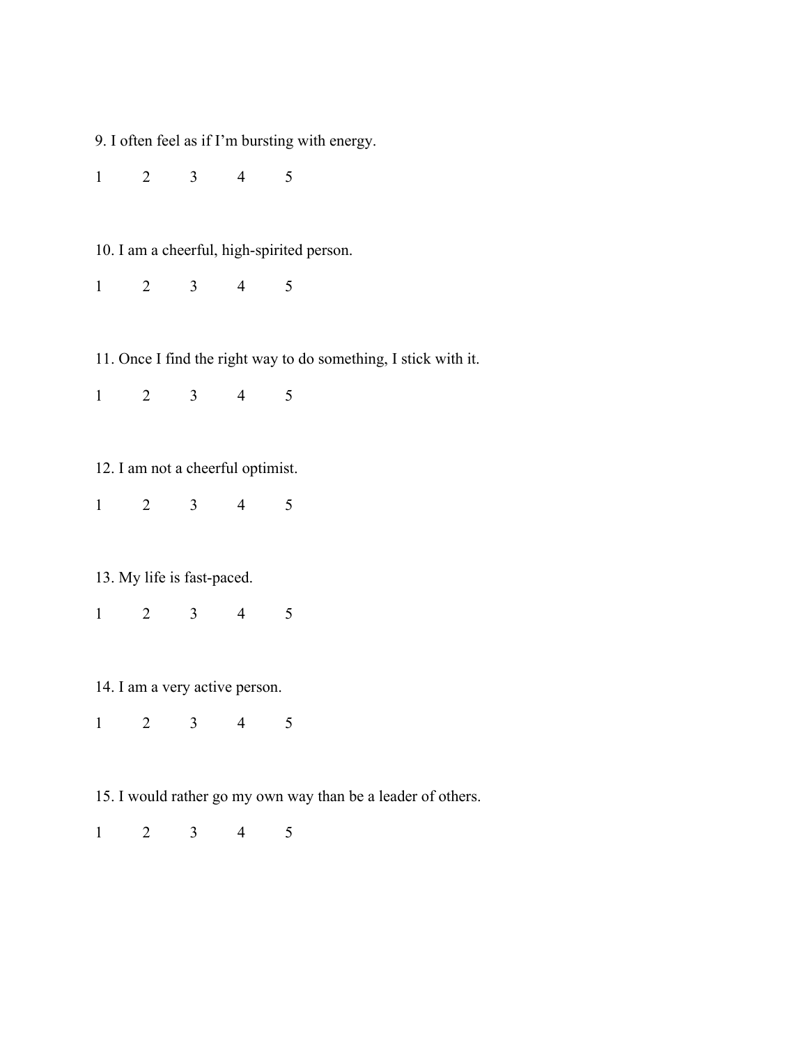9. I often feel as if I'm bursting with energy.

1 2 3 4 5

10. I am a cheerful, high-spirited person.

1 2 3 4 5

11. Once I find the right way to do something, I stick with it.

1 2 3 4 5

12. I am not a cheerful optimist.

1 2 3 4 5

13. My life is fast-paced.

1 2 3 4 5

14. I am a very active person.

1 2 3 4 5

15. I would rather go my own way than be a leader of others.

1 2 3 4 5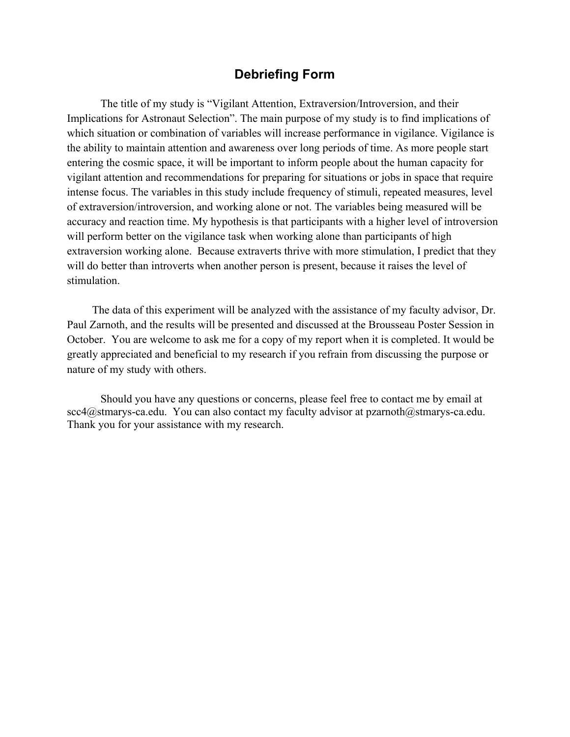# Debriefing Form

The title of my study is "Vigilant Attention, Extraversion/Introversion, and their Implications for Astronaut Selection". The main purpose of my study is to find implications of which situation or combination of variables will increase performance in vigilance. Vigilance is the ability to maintain attention and awareness over long periods of time. As more people start entering the cosmic space, it will be important to inform people about the human capacity for vigilant attention and recommendations for preparing for situations or jobs in space that require intense focus. The variables in this study include frequency of stimuli, repeated measures, level of extraversion/introversion, and working alone or not. The variables being measured will be accuracy and reaction time. My hypothesis is that participants with a higher level of introversion will perform better on the vigilance task when working alone than participants of high extraversion working alone. Because extraverts thrive with more stimulation, I predict that they will do better than introverts when another person is present, because it raises the level of stimulation.

The data of this experiment will be analyzed with the assistance of my faculty advisor, Dr. Paul Zarnoth, and the results will be presented and discussed at the Brousseau Poster Session in October. You are welcome to ask me for a copy of my report when it is completed. It would be greatly appreciated and beneficial to my research if you refrain from discussing the purpose or nature of my study with others.

Should you have any questions or concerns, please feel free to contact me by email at scc4@stmarys-ca.edu. You can also contact my faculty advisor at pzarnoth@stmarys-ca.edu. Thank you for your assistance with my research.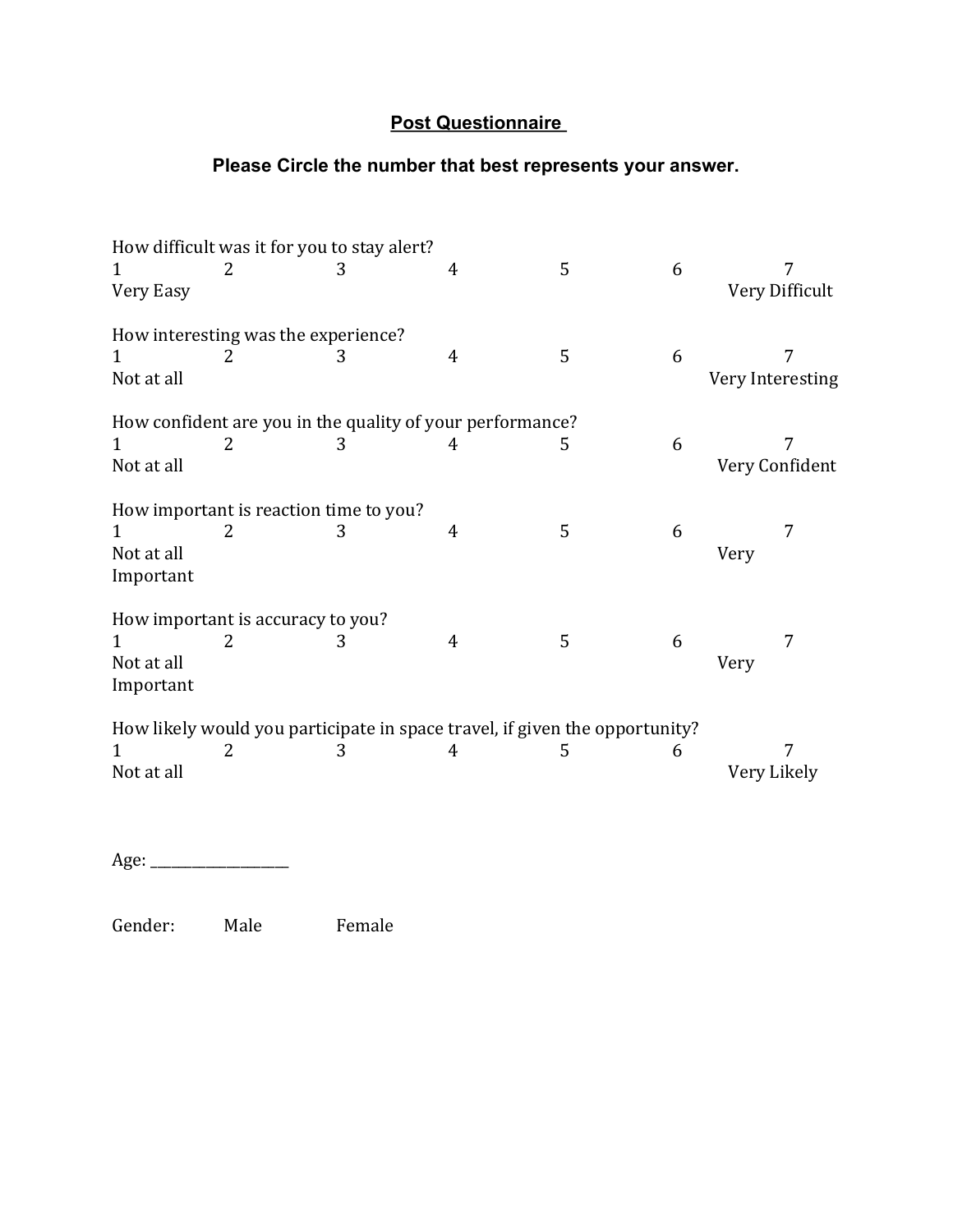**Post Questionnaire**

**Please Circle the number that best represents your answer.**

How difficult was it for you to stay alert?

| 1 | 2 | 3 | 4 | 5 | 6 | 7 |
|---|---|---|---|---|---|---|
| Very Easy | | | | | | Very Difficult |

How interesting was the experience?

| 1 | 2 | 3 | 4 | 5 | 6 | 7 |
|---|---|---|---|---|---|---|
| Not at all | | | | | | Very Interesting |

How confident are you in the quality of your performance?

| 1 | 2 | 3 | 4 | 5 | 6 | 7 |
|---|---|---|---|---|---|---|
| Not at all | | | | | | Very Confident |

How important is reaction time to you?

| 1 | 2 | 3 | 4 | 5 | 6 | 7 |
|---|---|---|---|---|---|---|
| Not at all Important | | | | | | Very |

How important is accuracy to you?

| 1 | 2 | 3 | 4 | 5 | 6 | 7 |
|---|---|---|---|---|---|---|
| Not at all Important | | | | | | Very |

How likely would you participate in space travel, if given the opportunity?

| 1 | 2 | 3 | 4 | 5 | 6 | 7 |
|---|---|---|---|---|---|---|
| Not at all | | | | | | Very Likely |

Age: ____________________

Gender: Male Female